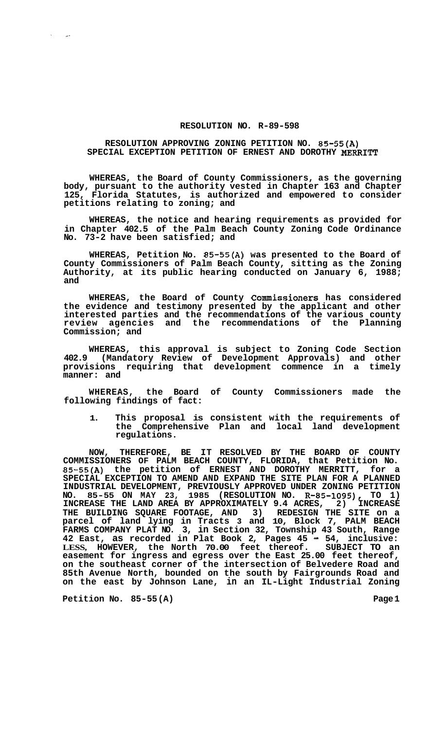**RESOLUTION NO. R-89-598**

**RESOLUTION APPROVING ZONING PETITION NO. 85-55(A) SPECIAL EXCEPTION PETITION OF ERNEST AND DOROTHY MERRITT**

**WHEREAS, the Board of County Commissioners, as the governing body, pursuant to the authority vested in Chapter 163 and Chapter 125, Florida Statutes, is authorized and empowered to consider petitions relating to zoning; and**

**WHEREAS, the notice and hearing requirements as provided for in Chapter 402.5 of the Palm Beach County Zoning Code Ordinance No. 73-2 have been satisfied; and**

**WHEREAS, Petition No. 85-55(A) was presented to the Board of County Commissioners of Palm Beach County, sitting as the Zoning Authority, at its public hearing conducted on January 6, 1988; and**

**WHEREAS, the Board of County Commissioners has considered the evidence and testimony presented by the applicant and other interested parties and the recommendations of the various county review agencies and the recommendations of the Planning Commission; and**

**WHEREAS, this approval is subject to Zoning Code Section 402.9 (Mandatory Review of Development Approvals) and other provisions requiring that development commence in a timely manner: and**

**WHEREAS, the Board of County Commissioners made the following findings of fact:**

1. **This proposal is consistent with the requirements of the Comprehensive Plan and local land development regulations.**

**NOW, THEREFORE, BE IT RESOLVED BY THE BOARD OF COUNTY COMMISSIONERS OF PALM BEACH COUNTY, FLORIDA, that Petition No. 85-55(A) the petition of ERNEST AND DOROTHY MERRITT, for a SPECIAL EXCEPTION TO AMEND AND EXPAND THE SITE PLAN FOR A PLANNED INDUSTRIAL DEVELOPMENT, PREVIOUSLY APPROVED UNDER ZONING PETITION NO. 85-55 ON MAY 23, 1985 (RESOLUTION NO. R-85-1095), TO 1) INCREASE THE LAND AREA BY APPROXIMATELY 9.4 ACRES, 2) INCREASE THE BUILDING SQUARE FOOTAGE, AND 3) REDESIGN THE SITE on a parcel of land lying in Tracts 3 and 10, Block 7, PALM BEACH FARMS COMPANY PLAT NO. 3, in Section 32, Township 43 South, Range 42 East, as recorded in Plat Book 2, Pages 45 - 54, inclusive: LESS, HOWEVER, the North 70.00 feet thereof. SUBJECT TO an easement for ingress and egress over the East 25.00 feet thereof, on the southeast corner of the intersection of Belvedere Road and 85th Avenue North, bounded on the south by Fairgrounds Road and on the east by Johnson Lane, in an IL-Light Industrial Zoning**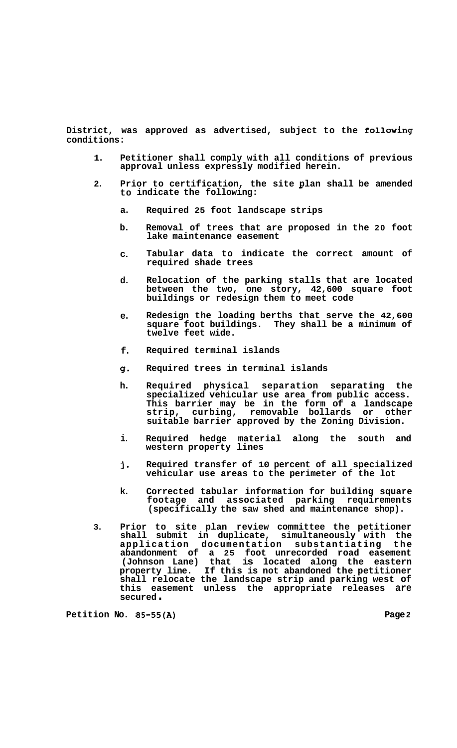**District, was approved as advertised, subject to the following conditions:**

1. **Petitioner shall comply with all conditions of previous approval unless expressly modified herein.**

2. **Prior to certification, the site plan shall be amended to indicate the following:**

   a. **Required 25 foot landscape strips**

   b. **Removal of trees that are proposed in the 20 foot lake maintenance easement**

   c. **Tabular data to indicate the correct amount of required shade trees**

   d. **Relocation of the parking stalls that are located between the two, one story, 42,600 square foot buildings or redesign them to meet code**

   e. **Redesign the loading berths that serve the 42,600 square foot buildings. They shall be a minimum of twelve feet wide.**

   f. **Required terminal islands**

   g. **Required trees in terminal islands**

   h. **Required physical separation separating the specialized vehicular use area from public access. This barrier may be in the form of a landscape strip, curbing, removable bollards or other suitable barrier approved by the Zoning Division.**

   i. **Required hedge material along the south and western property lines**

   j. **Required transfer of 10 percent of all specialized vehicular use areas to the perimeter of the lot**

   k. **Corrected tabular information for building square footage and associated parking requirements (specifically the saw shed and maintenance shop).**

3. **Prior to site plan review committee the petitioner shall submit in duplicate, simultaneously with the application documentation substantiating the abandonment of a 25 foot unrecorded road easement (Johnson Lane) that is located along the eastern property line. If this is not abandoned the petitioner shall relocate the landscape strip and parking west of this easement unless the appropriate releases are secured.**

**Petition No. 85-55(A)**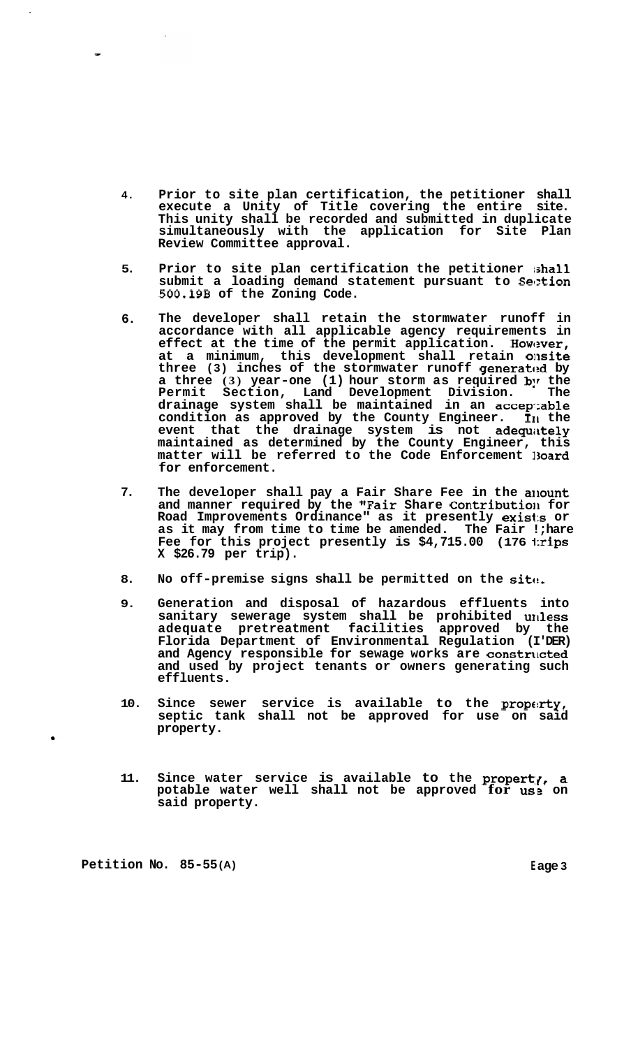4. Prior to site plan certification, the petitioner shall execute a Unity of Title covering the entire site. This unity shall be recorded and submitted in duplicate simultaneously with the application for Site Plan Review Committee approval.

5. Prior to site plan certification the petitioner shall submit a loading demand statement pursuant to Section 500.19B of the Zoning Code.

6. The developer shall retain the stormwater runoff in accordance with all applicable agency requirements in effect at the time of the permit application. However, at a minimum, this development shall retain onsite three (3) inches of the stormwater runoff generated by a three (3) year-one (1) hour storm as required by the Permit Section, Land Development Division. The drainage system shall be maintained in an acceptable condition as approved by the County Engineer. In the event that the drainage system is not adequately maintained as determined by the County Engineer, this matter will be referred to the Code Enforcement Board for enforcement.

7. The developer shall pay a Fair Share Fee in the amount and manner required by the "Fair Share Contribution for Road Improvements Ordinance" as it presently exists or as it may from time to time be amended. The Fair Share Fee for this project presently is $4,715.00 (176 trips X $26.79 per trip).

8. No off-premise signs shall be permitted on the site.

9. Generation and disposal of hazardous effluents into sanitary sewerage system shall be prohibited unless adequate pretreatment facilities approved by the Florida Department of Environmental Regulation (FDER) and Agency responsible for sewage works are constructed and used by project tenants or owners generating such effluents.

10. Since sewer service is available to the property, septic tank shall not be approved for use on said property.

11. Since water service is available to the property, a potable water well shall not be approved for use on said property.

Petition No. 85-55(A)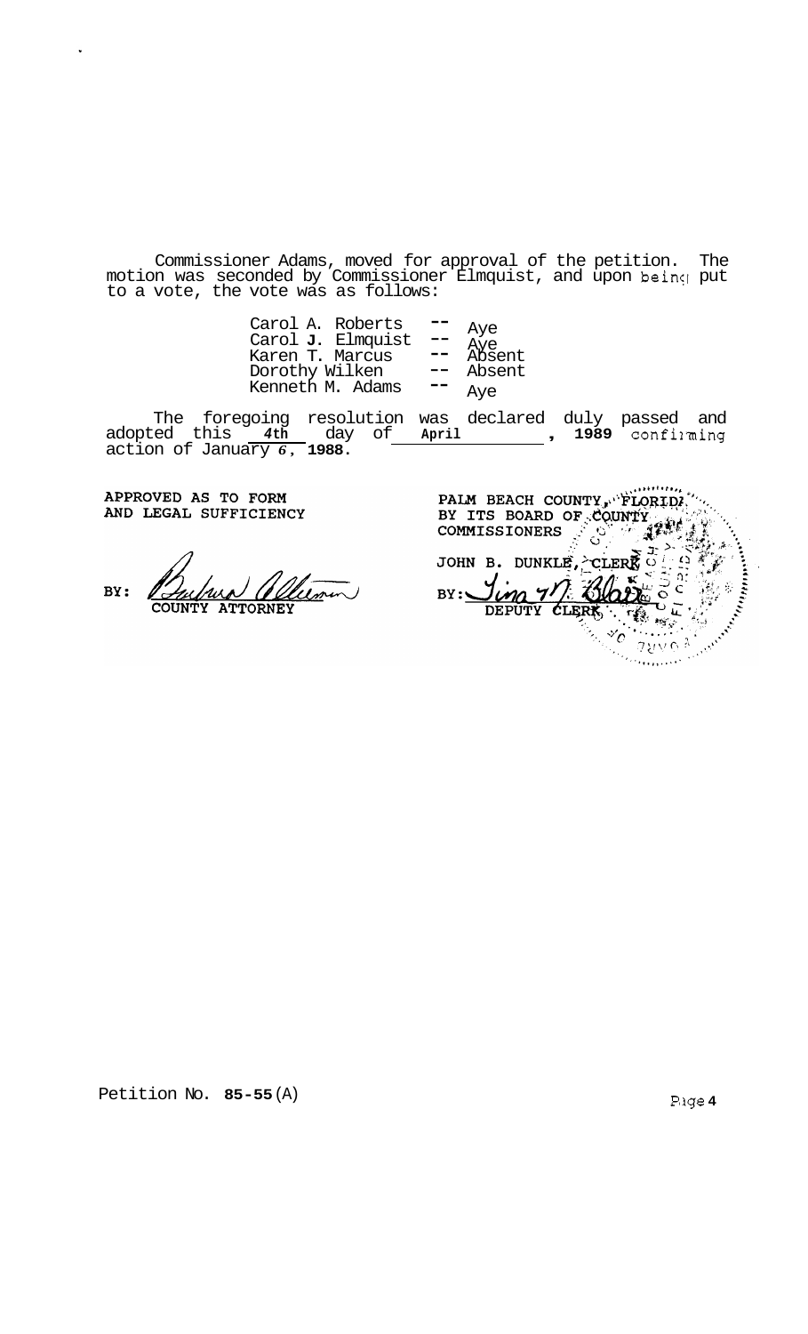Commissioner Adams, moved for approval of the petition. The motion was seconded by Commissioner Elmquist, and upon being put to a vote, the vote was as follows:

| | | |
|---|---|---|
| Carol A. Roberts | -- | Aye |
| Carol J. Elmquist | -- | Aye |
| Karen T. Marcus | -- | Absent |
| Dorothy Wilken | -- | Absent |
| Kenneth M. Adams | -- | Aye |

The foregoing resolution was declared duly passed and adopted this **4th** day of **April**, **1989** confirming action of January *6*, **1988**.

**APPROVED AS TO FORM AND LEGAL SUFFICIENCY**

BY: ____________________
COUNTY ATTORNEY

**PALM BEACH COUNTY, FLORIDA BY ITS BOARD OF COUNTY COMMISSIONERS**

**JOHN B. DUNKLE, CLERK**

BY: ____________________
DEPUTY CLERK

Petition No. **85-55**(A)